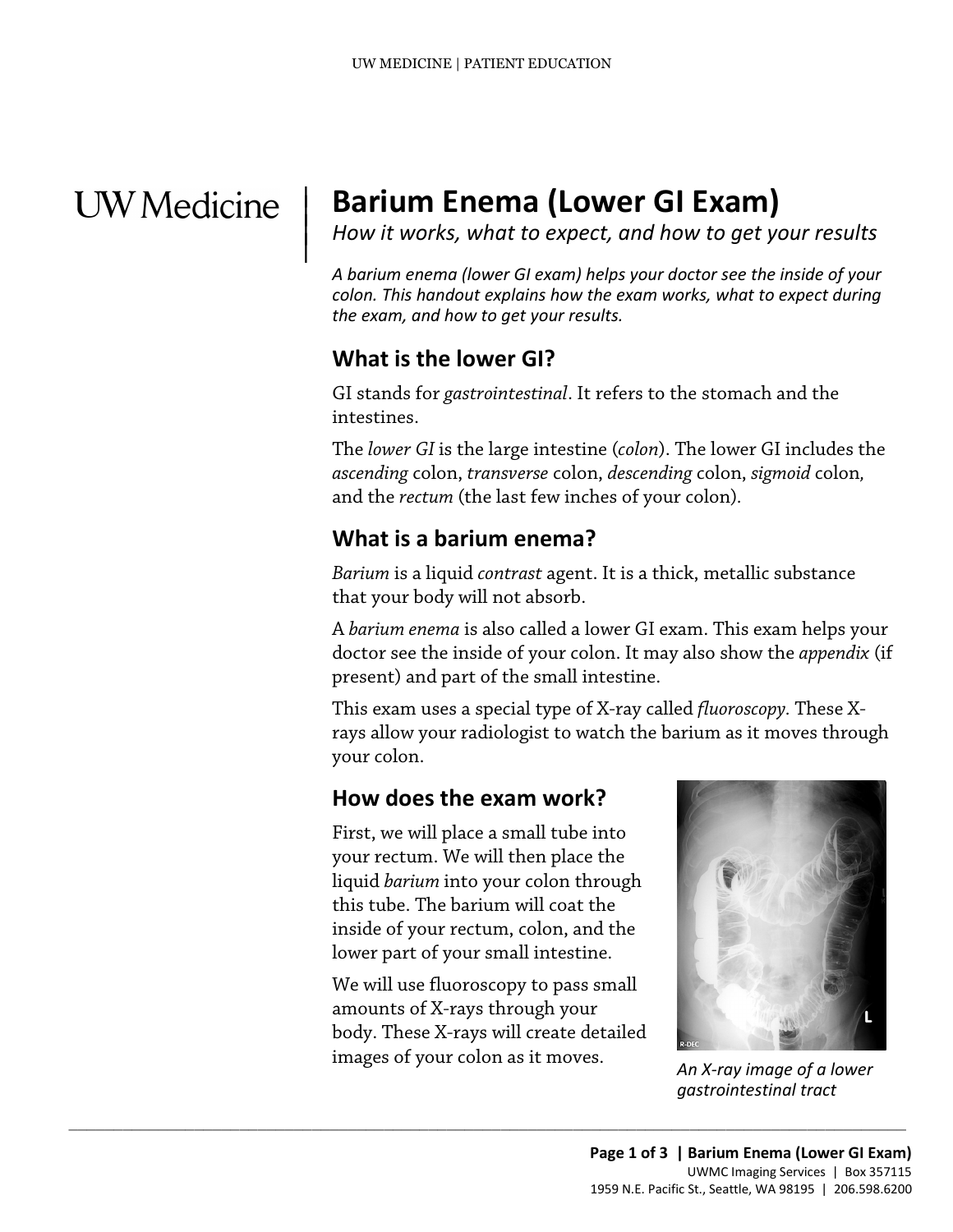# Barium Enema (Lower GI Exam)

*How it works, what to expect, and how to get your results*

*A barium enema (lower GI exam) helps your doctor see the inside of your colon. This handout explains how the exam works, what to expect during the exam, and how to get your results.*

## What is the lower GI?

GI stands for *gastrointestinal*. It refers to the stomach and the intestines.

The *lower GI* is the large intestine (*colon*). The lower GI includes the *ascending* colon, *transverse* colon, *descending* colon, *sigmoid* colon, and the *rectum* (the last few inches of your colon).

## What is a barium enema?

*Barium* is a liquid *contrast* agent. It is a thick, metallic substance that your body will not absorb.

A *barium enema* is also called a lower GI exam. This exam helps your doctor see the inside of your colon. It may also show the *appendix* (if present) and part of the small intestine.

This exam uses a special type of X-ray called *fluoroscopy*. These X-rays allow your radiologist to watch the barium as it moves through your colon.

## How does the exam work?

First, we will place a small tube into your rectum. We will then place the liquid *barium* into your colon through this tube. The barium will coat the inside of your rectum, colon, and the lower part of your small intestine.

We will use fluoroscopy to pass small amounts of X-rays through your body. These X-rays will create detailed images of your colon as it moves.

*An X-ray image of a lower gastrointestinal tract*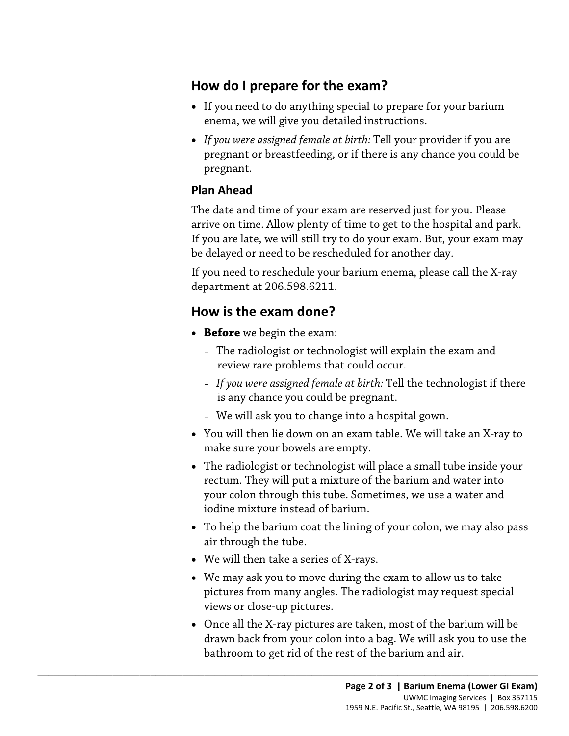## How do I prepare for the exam?

- If you need to do anything special to prepare for your barium enema, we will give you detailed instructions.
- *If you were assigned female at birth:* Tell your provider if you are pregnant or breastfeeding, or if there is any chance you could be pregnant.

### Plan Ahead

The date and time of your exam are reserved just for you. Please arrive on time. Allow plenty of time to get to the hospital and park. If you are late, we will still try to do your exam. But, your exam may be delayed or need to be rescheduled for another day.

If you need to reschedule your barium enema, please call the X-ray department at 206.598.6211.

## How is the exam done?

- **Before** we begin the exam:
  - The radiologist or technologist will explain the exam and review rare problems that could occur.
  - *If you were assigned female at birth:* Tell the technologist if there is any chance you could be pregnant.
  - We will ask you to change into a hospital gown.
- You will then lie down on an exam table. We will take an X-ray to make sure your bowels are empty.
- The radiologist or technologist will place a small tube inside your rectum. They will put a mixture of the barium and water into your colon through this tube. Sometimes, we use a water and iodine mixture instead of barium.
- To help the barium coat the lining of your colon, we may also pass air through the tube.
- We will then take a series of X-rays.
- We may ask you to move during the exam to allow us to take pictures from many angles. The radiologist may request special views or close-up pictures.
- Once all the X-ray pictures are taken, most of the barium will be drawn back from your colon into a bag. We will ask you to use the bathroom to get rid of the rest of the barium and air.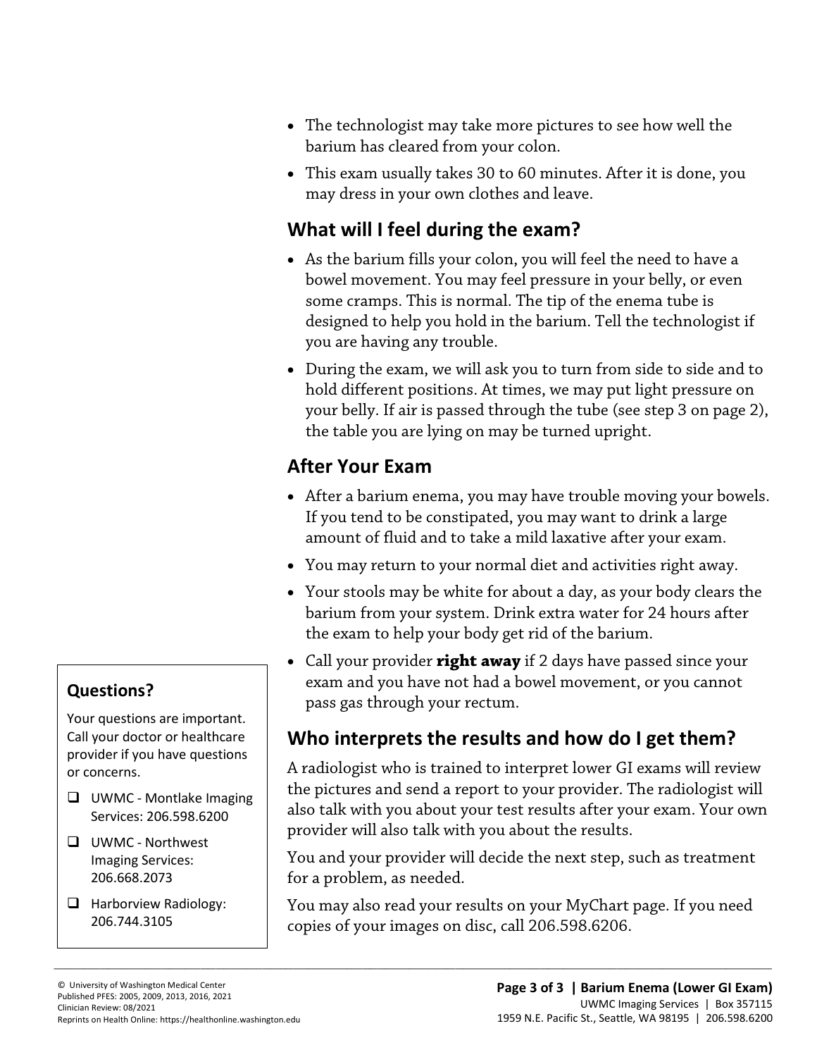- The technologist may take more pictures to see how well the barium has cleared from your colon.
- This exam usually takes 30 to 60 minutes. After it is done, you may dress in your own clothes and leave.

## What will I feel during the exam?

- As the barium fills your colon, you will feel the need to have a bowel movement. You may feel pressure in your belly, or even some cramps. This is normal. The tip of the enema tube is designed to help you hold in the barium. Tell the technologist if you are having any trouble.
- During the exam, we will ask you to turn from side to side and to hold different positions. At times, we may put light pressure on your belly. If air is passed through the tube (see step 3 on page 2), the table you are lying on may be turned upright.

## After Your Exam

- After a barium enema, you may have trouble moving your bowels. If you tend to be constipated, you may want to drink a large amount of fluid and to take a mild laxative after your exam.
- You may return to your normal diet and activities right away.
- Your stools may be white for about a day, as your body clears the barium from your system. Drink extra water for 24 hours after the exam to help your body get rid of the barium.
- Call your provider **right away** if 2 days have passed since your exam and you have not had a bowel movement, or you cannot pass gas through your rectum.

## Who interprets the results and how do I get them?

A radiologist who is trained to interpret lower GI exams will review the pictures and send a report to your provider. The radiologist will also talk with you about your test results after your exam. Your own provider will also talk with you about the results.

You and your provider will decide the next step, such as treatment for a problem, as needed.

You may also read your results on your MyChart page. If you need copies of your images on disc, call 206.598.6206.

### Questions?

Your questions are important. Call your doctor or healthcare provider if you have questions or concerns.

- ❑ UWMC - Montlake Imaging Services: 206.598.6200
- ❑ UWMC - Northwest Imaging Services: 206.668.2073
- ❑ Harborview Radiology: 206.744.3105

© University of Washington Medical Center
Published PFES: 2005, 2009, 2013, 2016, 2021
Clinician Review: 08/2021
Reprints on Health Online: https://healthonline.washington.edu

UWMC Imaging Services | Box 357115
1959 N.E. Pacific St., Seattle, WA 98195 | 206.598.6200